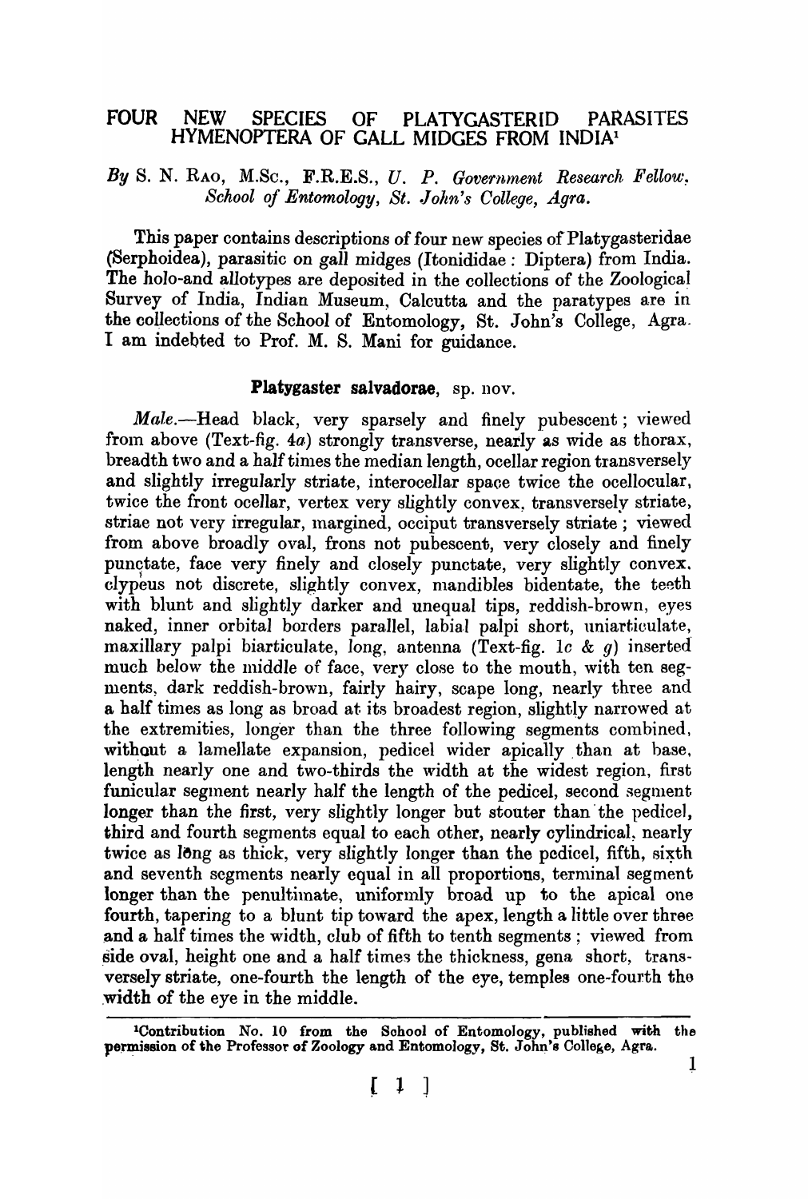# FOUR NEW SPECIES OF PLATYGASTERID PARASITES HYMENOPTERA OF GALL MIDGES FROM INDIA[1]

*By* S. N. RAO, M.Sc., F.R.E.S., *U. P. Government Research Fellow, School of Entomology, St. John's College, Agra.*

This paper contains descriptions of four new species of Platygasteridae (Serphoidea), parasitic on gall midges (Itonididae : Diptera) from India. The holo-and allotypes are deposited in the collections of the Zoological Survey of India, Indian Museum, Calcutta and the paratypes are in the collections of the School of Entomology, St. John's College, Agra. I am indebted to Prof. M. S. Mani for guidance.

### Platygaster salvadorae, sp. nov.

*Male.*—Head black, very sparsely and finely pubescent; viewed from above (Text-fig. 4*a*) strongly transverse, nearly as wide as thorax, breadth two and a half times the median length, ocellar region transversely and slightly irregularly striate, interocellar space twice the ocellocular, twice the front ocellar, vertex very slightly convex, transversely striate, striae not very irregular, margined, occiput transversely striate; viewed from above broadly oval, frons not pubescent, very closely and finely punctate, face very finely and closely punctate, very slightly convex, clypeus not discrete, slightly convex, mandibles bidentate, the teeth with blunt and slightly darker and unequal tips, reddish-brown, eyes naked, inner orbital borders parallel, labial palpi short, uniarticulate, maxillary palpi biarticulate, long, antenna (Text-fig. 1*c* & *g*) inserted much below the middle of face, very close to the mouth, with ten segments, dark reddish-brown, fairly hairy, scape long, nearly three and a half times as long as broad at its broadest region, slightly narrowed at the extremities, longer than the three following segments combined, without a lamellate expansion, pedicel wider apically than at base, length nearly one and two-thirds the width at the widest region, first funicular segment nearly half the length of the pedicel, second segment longer than the first, very slightly longer but stouter than the pedicel, third and fourth segments equal to each other, nearly cylindrical, nearly twice as long as thick, very slightly longer than the pedicel, fifth, sixth and seventh segments nearly equal in all proportions, terminal segment longer than the penultimate, uniformly broad up to the apical one fourth, tapering to a blunt tip toward the apex, length a little over three and a half times the width, club of fifth to tenth segments; viewed from side oval, height one and a half times the thickness, gena short, transversely striate, one-fourth the length of the eye, temples one-fourth the width of the eye in the middle.

---

[1] Contribution No. 10 from the School of Entomology, published with the permission of the Professor of Zoology and Entomology, St. John's College, Agra.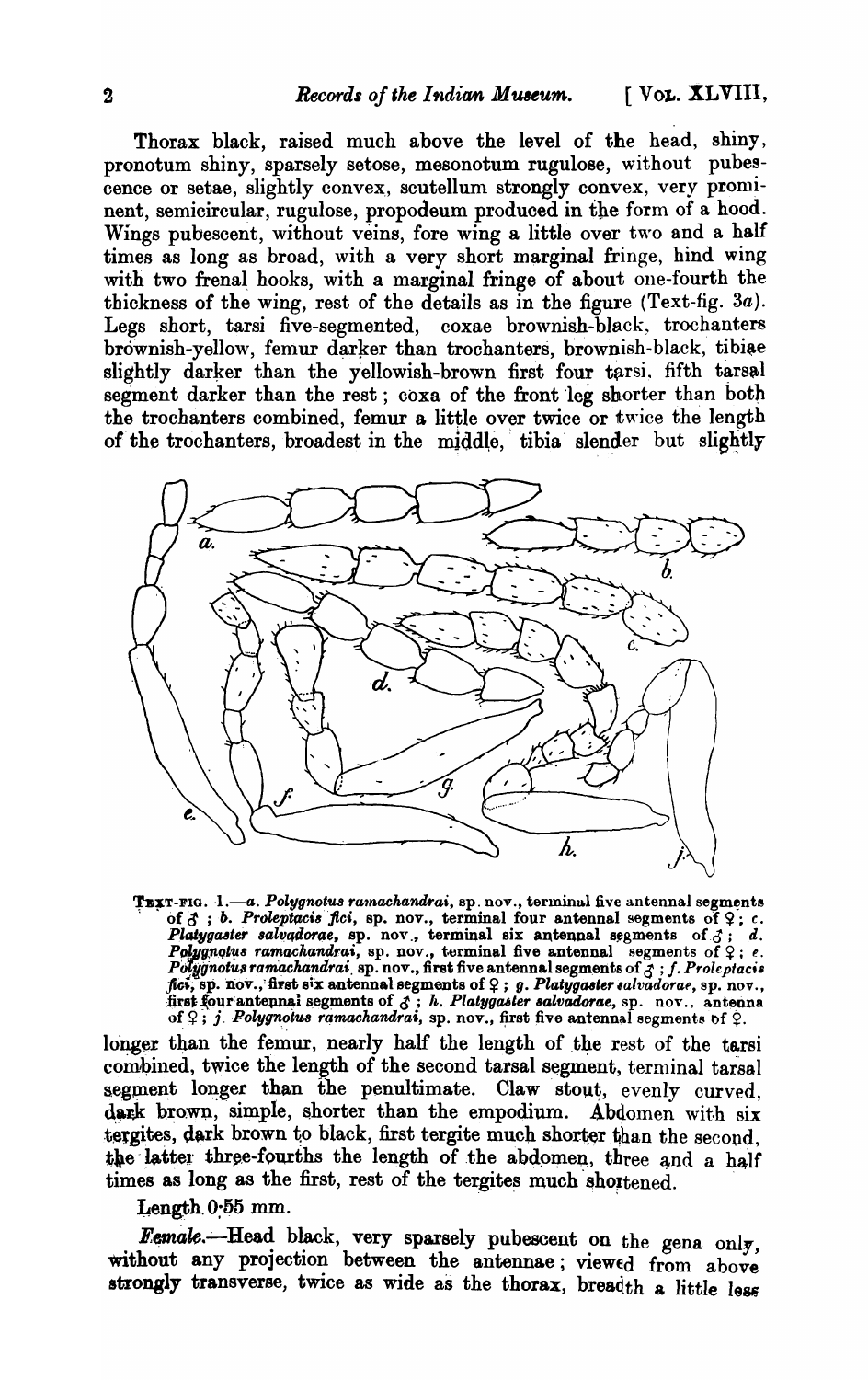Thorax black, raised much above the level of the head, shiny, pronotum shiny, sparsely setose, mesonotum rugulose, without pubescence or setae, slightly convex, scutellum strongly convex, very prominent, semicircular, rugulose, propodeum produced in the form of a hood. Wings pubescent, without veins, fore wing a little over two and a half times as long as broad, with a very short marginal fringe, hind wing with two frenal hooks, with a marginal fringe of about one-fourth the thickness of the wing, rest of the details as in the figure (Text-fig. 3*a*). Legs short, tarsi five-segmented, coxae brownish-black, trochanters brownish-yellow, femur darker than trochanters, brownish-black, tibiae slightly darker than the yellowish-brown first four tarsi, fifth tarsal segment darker than the rest; coxa of the front leg shorter than both the trochanters combined, femur a little over twice or twice the length of the trochanters, broadest in the middle, tibia slender but slightly

TEXT-FIG. 1.—*a*. *Polygnotus ramachandrai*, sp. nov., terminal five antennal segments of ♂; *b*. *Proleptacis fici*, sp. nov., terminal four antennal segments of ♀; *c*. *Platygaster salvadorae*, sp. nov., terminal six antennal segments of ♂; *d*. *Polygnotus ramachandrai*, sp. nov., terminal five antennal segments of ♀; *e*. *Polygnotus ramachandrai*, sp. nov., first five antennal segments of ♂; *f*. *Proleptacis fici*, sp. nov., first six antennal segments of ♀; *g*. *Platygaster salvadorae*, sp. nov., first four antennal segments of ♂; *h*. *Platygaster salvadorae*, sp. nov., antenna of ♀; *j*. *Polygnotus ramachandrai*, sp. nov., first five antennal segments of ♀.

longer than the femur, nearly half the length of the rest of the tarsi combined, twice the length of the second tarsal segment, terminal tarsal segment longer than the penultimate. Claw stout, evenly curved, dark brown, simple, shorter than the empodium. Abdomen with six tergites, dark brown to black, first tergite much shorter than the second, the latter three-fourths the length of the abdomen, three and a half times as long as the first, rest of the tergites much shortened.

Length 0·55 mm.

*Female*.—Head black, very sparsely pubescent on the gena only, without any projection between the antennae; viewed from above strongly transverse, twice as wide as the thorax, breadth a little less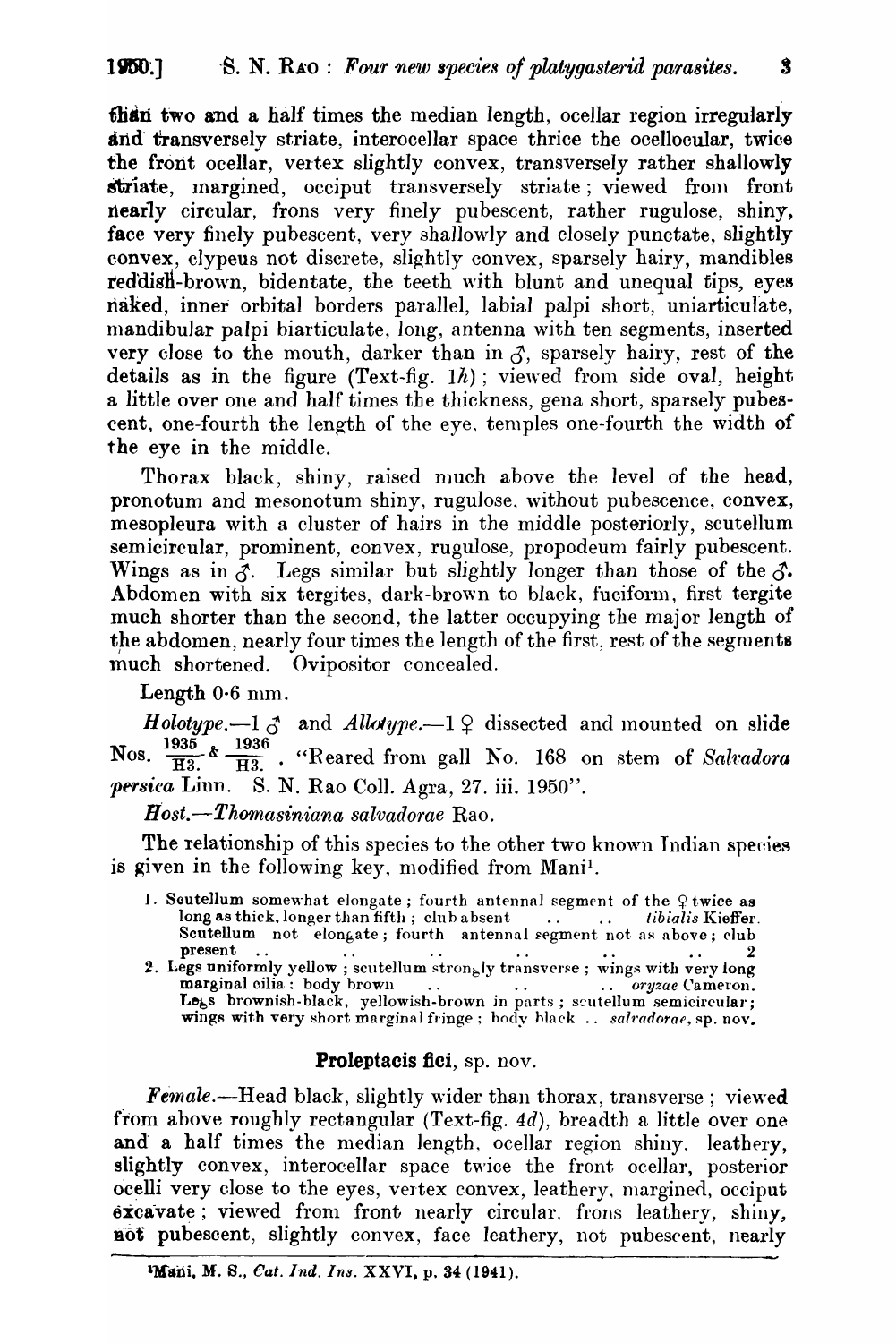than two and a half times the median length, ocellar region irregularly and transversely striate, interocellar space thrice the ocellocular, twice the front ocellar, vertex slightly convex, transversely rather shallowly striate, margined, occiput transversely striate; viewed from front nearly circular, frons very finely pubescent, rather rugulose, shiny, face very finely pubescent, very shallowly and closely punctate, slightly convex, clypeus not discrete, slightly convex, sparsely hairy, mandibles reddish-brown, bidentate, the teeth with blunt and unequal tips, eyes naked, inner orbital borders parallel, labial palpi short, uniarticulate, mandibular palpi biarticulate, long, antenna with ten segments, inserted very close to the mouth, darker than in ♂, sparsely hairy, rest of the details as in the figure (Text-fig. 1*h*); viewed from side oval, height a little over one and half times the thickness, gena short, sparsely pubescent, one-fourth the length of the eye, temples one-fourth the width of the eye in the middle.

Thorax black, shiny, raised much above the level of the head, pronotum and mesonotum shiny, rugulose, without pubescence, convex, mesopleura with a cluster of hairs in the middle posteriorly, scutellum semicircular, prominent, convex, rugulose, propodeum fairly pubescent. Wings as in ♂. Legs similar but slightly longer than those of the ♂. Abdomen with six tergites, dark-brown to black, fuciform, first tergite much shorter than the second, the latter occupying the major length of the abdomen, nearly four times the length of the first, rest of the segments much shortened. Ovipositor concealed.

Length 0·6 mm.

*Holotype*.—1 ♂ and *Allotype*.—1 ♀ dissected and mounted on slide Nos. $\frac{1935}{H3.}$ & $\frac{1936}{H3.}$. "Reared from gall No. 168 on stem of *Salvadora persica* Linn. S. N. Rao Coll. Agra, 27. iii. 1950".

*Host*.—*Thomasiniana salvadorae* Rao.

The relationship of this species to the other two known Indian species is given in the following key, modified from Mani[1].

1. Scutellum somewhat elongate; fourth antennal segment of the ♀ twice as long as thick, longer than fifth; club absent .. .. *tibialis* Kieffer.
   Scutellum not elongate; fourth antennal segment not as above; club present .. .. .. .. .. .. 2
2. Legs uniformly yellow; scutellum strongly transverse; wings with very long marginal cilia: body brown .. .. .. *oryzae* Cameron.
   Legs brownish-black, yellowish-brown in parts; scutellum semicircular; wings with very short marginal fringe; body black .. *salvadorae*, sp. nov.

## Proleptacis fici, sp. nov.

*Female*.—Head black, slightly wider than thorax, transverse; viewed from above roughly rectangular (Text-fig. 4*d*), breadth a little over one and a half times the median length, ocellar region shiny, leathery, slightly convex, interocellar space twice the front ocellar, posterior ocelli very close to the eyes, vertex convex, leathery, margined, occiput excavate; viewed from front nearly circular, frons leathery, shiny, not pubescent, slightly convex, face leathery, not pubescent, nearly

---

[1] Mani, M. S., *Cat. Ind. Ins.* XXVI, p. 34 (1941).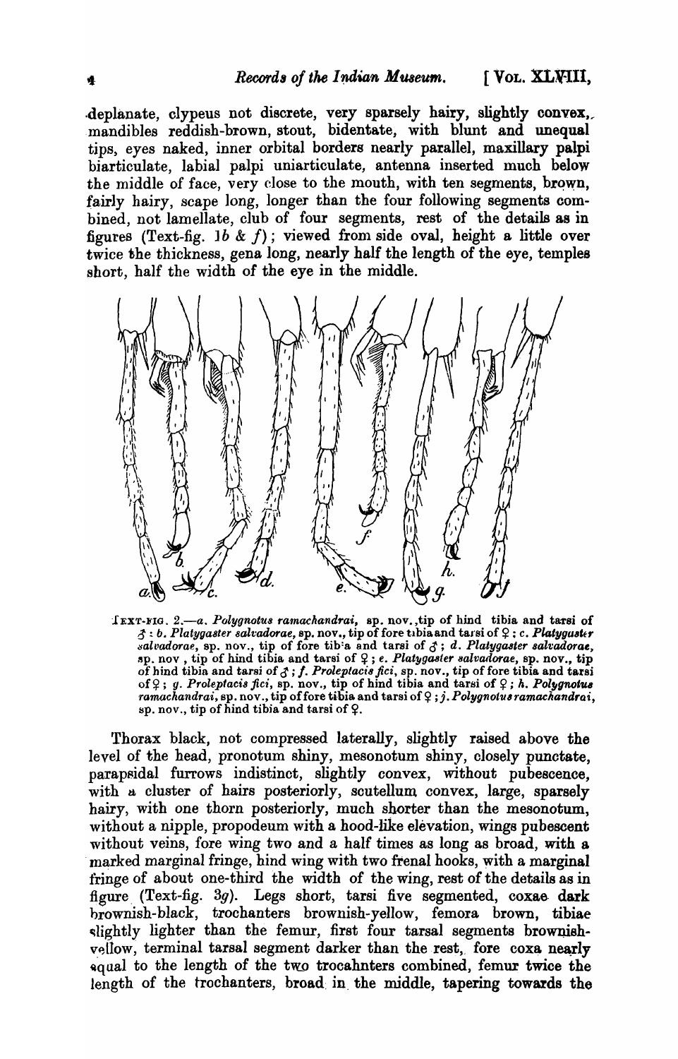deplanate, clypeus not discrete, very sparsely hairy, slightly convex, mandibles reddish-brown, stout, bidentate, with blunt and unequal tips, eyes naked, inner orbital borders nearly parallel, maxillary palpi biarticulate, labial palpi uniarticulate, antenna inserted much below the middle of face, very close to the mouth, with ten segments, brown, fairly hairy, scape long, longer than the four following segments combined, not lamellate, club of four segments, rest of the details as in figures (Text-fig. 1*b* & *f*); viewed from side oval, height a little over twice the thickness, gena long, nearly half the length of the eye, temples short, half the width of the eye in the middle.

TEXT-FIG. 2.—*a. Polygnotus ramachandrai*, sp. nov., tip of hind tibia and tarsi of ♂ : *b. Platygaster salvadorae*, sp. nov., tip of fore tibia and tarsi of ♀ ; *c. Platygaster salvadorae*, sp. nov., tip of fore tibia and tarsi of ♂ ; *d. Platygaster salvadorae*, sp. nov, tip of hind tibia and tarsi of ♀ ; *e. Platygaster salvadorae*, sp. nov., tip of hind tibia and tarsi of ♂ ; *f. Proleptacis fici*, sp. nov., tip of fore tibia and tarsi of ♀ ; *g. Proleptacis fici*, sp. nov., tip of hind tibia and tarsi of ♀ ; *h. Polygnotus ramachandrai*, sp. nov., tip of fore tibia and tarsi of ♀ ; *j. Polygnotus ramachandrai*, sp. nov., tip of hind tibia and tarsi of ♀.

Thorax black, not compressed laterally, slightly raised above the level of the head, pronotum shiny, mesonotum shiny, closely punctate, parapsidal furrows indistinct, slightly convex, without pubescence, with a cluster of hairs posteriorly, scutellum convex, large, sparsely hairy, with one thorn posteriorly, much shorter than the mesonotum, without a nipple, propodeum with a hood-like elevation, wings pubescent without veins, fore wing two and a half times as long as broad, with a marked marginal fringe, hind wing with two frenal hooks, with a marginal fringe of about one-third the width of the wing, rest of the details as in figure (Text-fig. 3*g*). Legs short, tarsi five segmented, coxae dark brownish-black, trochanters brownish-yellow, femora brown, tibiae slightly lighter than the femur, first four tarsal segments brownish-yellow, terminal tarsal segment darker than the rest, fore coxa nearly equal to the length of the two trocahnters combined, femur twice the length of the trochanters, broad in the middle, tapering towards the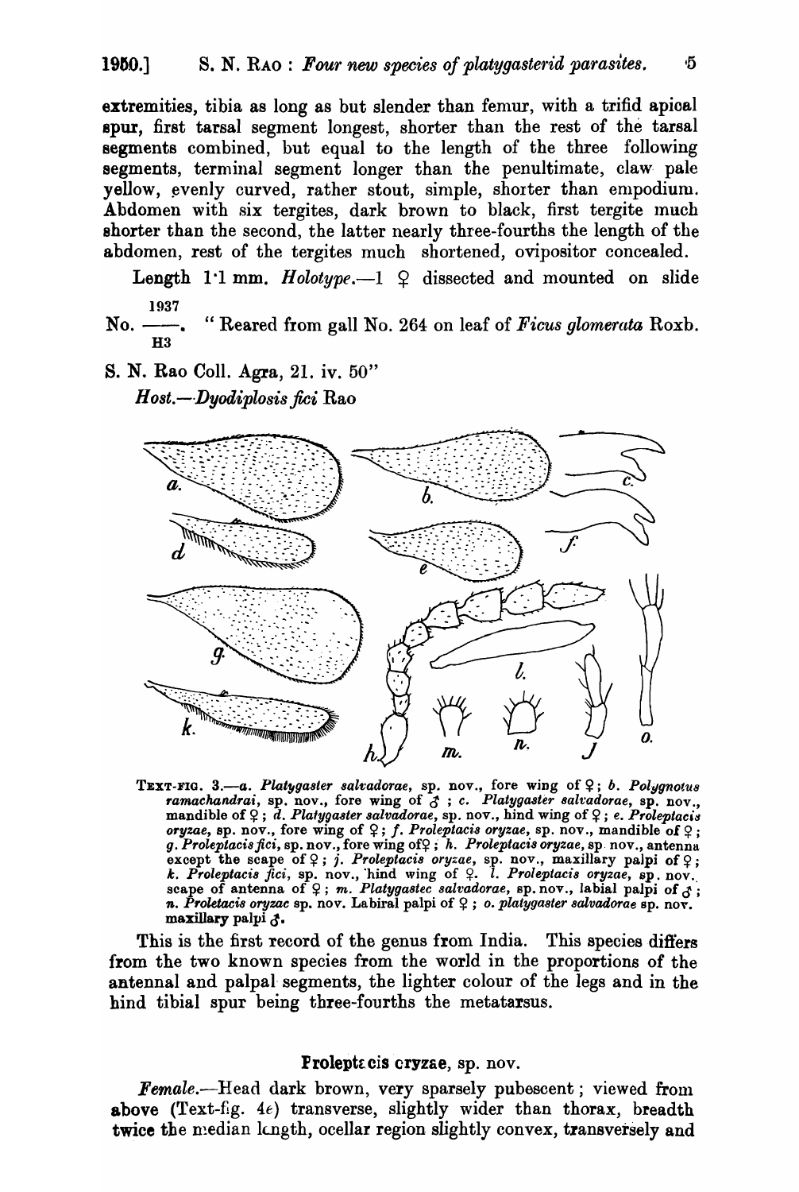extremities, tibia as long as but slender than femur, with a trifid apical spur, first tarsal segment longest, shorter than the rest of the tarsal segments combined, but equal to the length of the three following segments, terminal segment longer than the penultimate, claw pale yellow, evenly curved, rather stout, simple, shorter than empodium. Abdomen with six tergites, dark brown to black, first tergite much shorter than the second, the latter nearly three-fourths the length of the abdomen, rest of the tergites much shortened, ovipositor concealed.

Length 1·1 mm. *Holotype*.—1 ♀ dissected and mounted on slide No. $\frac{1937}{H3}$. "Reared from gall No. 264 on leaf of *Ficus glomerata* Roxb. S. N. Rao Coll. Agra, 21. iv. 50"

*Host*.—*Dyodiplosis fici* Rao

TEXT-FIG. 3.—*a*. *Platygaster salvadorae*, sp. nov., fore wing of ♀; *b*. *Polygnotus ramachandrai*, sp. nov., fore wing of ♂; *c*. *Platygaster salvadorae*, sp. nov., mandible of ♀; *d*. *Platygaster salvadorae*, sp. nov., hind wing of ♀; *e*. *Proleptacis oryzae*, sp. nov., fore wing of ♀; *f*. *Proleptacis oryzae*, sp. nov., mandible of ♀; *g*. *Proleptacis fici*, sp. nov., fore wing of ♀; *h*. *Proleptacis oryzae*, sp. nov., antenna except the scape of ♀; *j*. *Proleptacis oryzae*, sp. nov., maxillary palpi of ♀; *k*. *Proleptacis fici*, sp. nov., hind wing of ♀. *l*. *Proleptacis oryzae*, sp. nov., scape of antenna of ♀; *m*. *Platygastec salvadorae*, sp. nov., labial palpi of ♂; *n*. *Proletacis oryzac* sp. nov. Labiral palpi of ♀; *o*. *platygaster salvadorae* sp. nov. maxillary palpi ♂.

This is the first record of the genus from India. This species differs from the two known species from the world in the proportions of the antennal and palpal segments, the lighter colour of the legs and in the hind tibial spur being three-fourths the metatarsus.

## Proleptacis oryzae, sp. nov.

*Female*.—Head dark brown, very sparsely pubescent; viewed from above (Text-fig. 4*e*) transverse, slightly wider than thorax, breadth twice the median length, ocellar region slightly convex, transversely and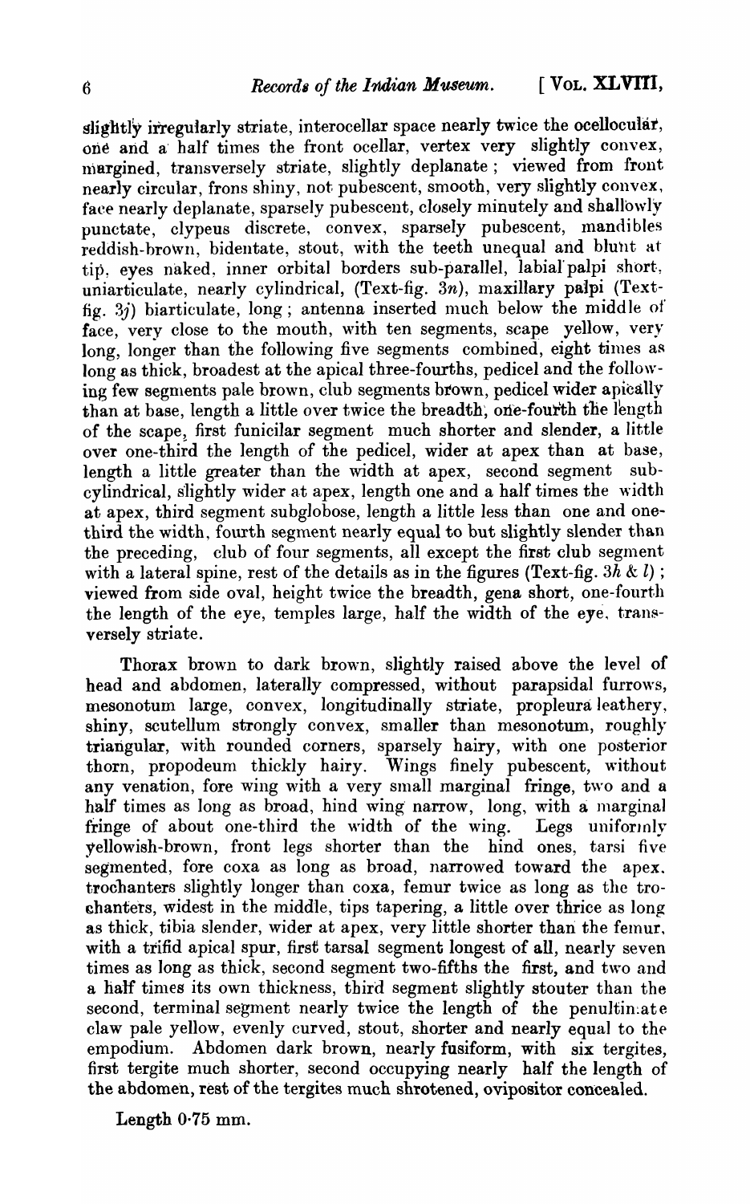slightly irregularly striate, interocellar space nearly twice the ocellocular, one and a half times the front ocellar, vertex very slightly convex, margined, transversely striate, slightly deplanate; viewed from front nearly circular, frons shiny, not pubescent, smooth, very slightly convex, face nearly deplanate, sparsely pubescent, closely minutely and shallowly punctate, clypeus discrete, convex, sparsely pubescent, mandibles reddish-brown, bidentate, stout, with the teeth unequal and blunt at tip, eyes naked, inner orbital borders sub-parallel, labial palpi short, uniarticulate, nearly cylindrical, (Text-fig. 3*n*), maxillary palpi (Text-fig. 3*j*) biarticulate, long; antenna inserted much below the middle of face, very close to the mouth, with ten segments, scape yellow, very long, longer than the following five segments combined, eight times as long as thick, broadest at the apical three-fourths, pedicel and the following few segments pale brown, club segments brown, pedicel wider apically than at base, length a little over twice the breadth, one-fourth the length of the scape, first funicilar segment much shorter and slender, a little over one-third the length of the pedicel, wider at apex than at base, length a little greater than the width at apex, second segment sub-cylindrical, slightly wider at apex, length one and a half times the width at apex, third segment subglobose, length a little less than one and one-third the width, fourth segment nearly equal to but slightly slender than the preceding, club of four segments, all except the first club segment with a lateral spine, rest of the details as in the figures (Text-fig. 3*h* & *l*); viewed from side oval, height twice the breadth, gena short, one-fourth the length of the eye, temples large, half the width of the eye, transversely striate.

Thorax brown to dark brown, slightly raised above the level of head and abdomen, laterally compressed, without parapsidal furrows, mesonotum large, convex, longitudinally striate, propleura leathery, shiny, scutellum strongly convex, smaller than mesonotum, roughly triangular, with rounded corners, sparsely hairy, with one posterior thorn, propodeum thickly hairy. Wings finely pubescent, without any venation, fore wing with a very small marginal fringe, two and a half times as long as broad, hind wing narrow, long, with a marginal fringe of about one-third the width of the wing. Legs uniformly yellowish-brown, front legs shorter than the hind ones, tarsi five segmented, fore coxa as long as broad, narrowed toward the apex, trochanters slightly longer than coxa, femur twice as long as the trochanters, widest in the middle, tips tapering, a little over thrice as long as thick, tibia slender, wider at apex, very little shorter than the femur, with a trifid apical spur, first tarsal segment longest of all, nearly seven times as long as thick, second segment two-fifths the first, and two and a half times its own thickness, third segment slightly stouter than the second, terminal segment nearly twice the length of the penultimate claw pale yellow, evenly curved, stout, shorter and nearly equal to the empodium. Abdomen dark brown, nearly fusiform, with six tergites, first tergite much shorter, second occupying nearly half the length of the abdomen, rest of the tergites much shrotened, ovipositor concealed.

Length 0·75 mm.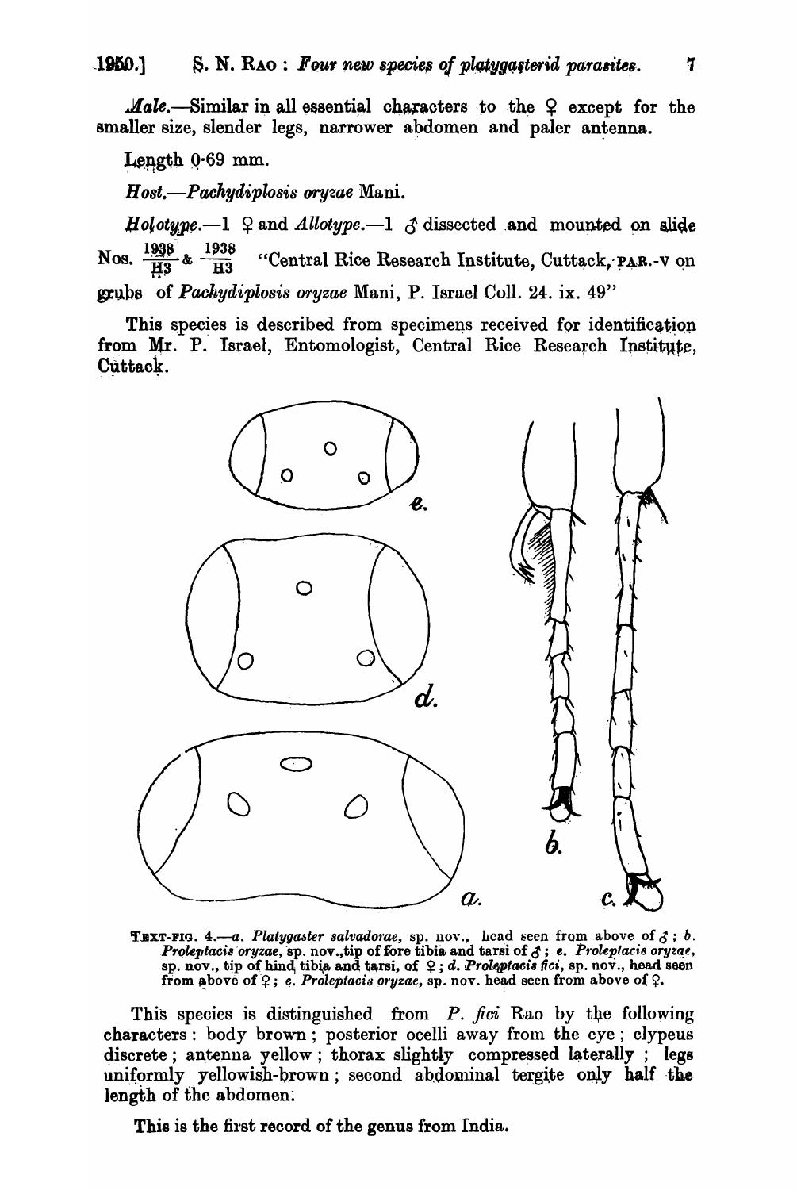*Male*.—Similar in all essential characters to the ♀ except for the smaller size, slender legs, narrower abdomen and paler antenna.

Length 0·69 mm.

*Host*.—*Pachydiplosis oryzae* Mani.

*Holotype*.—1 ♀ and *Allotype*.—1 ♂ dissected and mounted on slide Nos. $\frac{1938}{H3}$ & $\frac{1938}{H3}$ "Central Rice Research Institute, Cuttack, PAR.-V on grubs of *Pachydiplosis oryzae* Mani, P. Israel Coll. 24. ix. 49"

This species is described from specimens received for identification from Mr. P. Israel, Entomologist, Central Rice Research Institute, Cuttack.

TEXT-FIG. 4.—*a*. *Platygaster salvadorae*, sp. nov., head seen from above of ♂; *b*. *Proleptacis oryzae*, sp. nov., tip of fore tibia and tarsi of ♂; *e*. *Proleptacis oryzae*, sp. nov., tip of hind tibia and tarsi, of ♀; *d*. *Proleptacis fici*, sp. nov., head seen from above of ♀; *e*. *Proleptacis oryzae*, sp. nov. head seen from above of ♀.

This species is distinguished from *P. fici* Rao by the following characters: body brown; posterior ocelli away from the eye; clypeus discrete; antenna yellow; thorax slightly compressed laterally; legs uniformly yellowish-brown; second abdominal tergite only half the length of the abdomen.

This is the first record of the genus from India.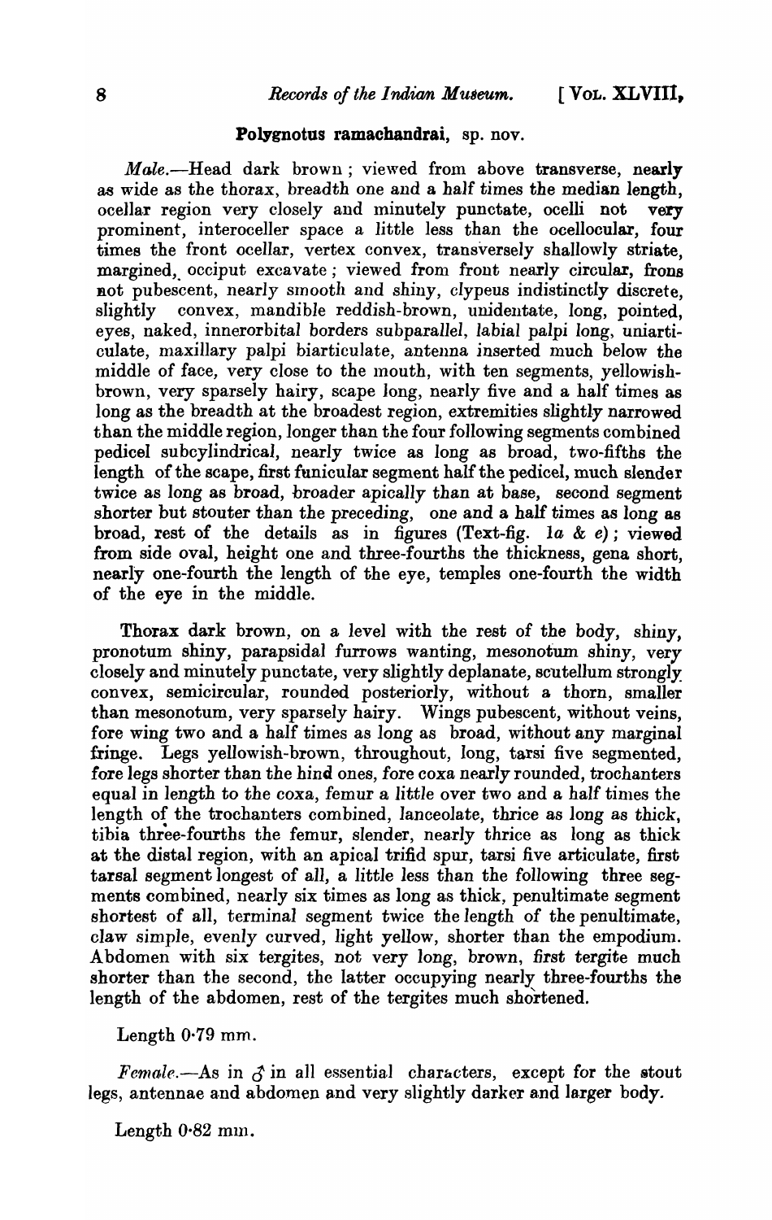**Polygnotus ramachandrai**, sp. nov.

*Male*.—Head dark brown; viewed from above transverse, nearly as wide as the thorax, breadth one and a half times the median length, ocellar region very closely and minutely punctate, ocelli not very prominent, interoceller space a little less than the ocellocular, four times the front ocellar, vertex convex, transversely shallowly striate, margined, occiput excavate; viewed from front nearly circular, frons not pubescent, nearly smooth and shiny, clypeus indistinctly discrete, slightly convex, mandible reddish-brown, unidentate, long, pointed, eyes, naked, innerorbital borders subparallel, labial palpi long, uniarticulate, maxillary palpi biarticulate, antenna inserted much below the middle of face, very close to the mouth, with ten segments, yellowish-brown, very sparsely hairy, scape long, nearly five and a half times as long as the breadth at the broadest region, extremities slightly narrowed than the middle region, longer than the four following segments combined pedicel subcylindrical, nearly twice as long as broad, two-fifths the length of the scape, first funicular segment half the pedicel, much slender twice as long as broad, broader apically than at base, second segment shorter but stouter than the preceding, one and a half times as long as broad, rest of the details as in figures (Text-fig. 1*a* & *e*); viewed from side oval, height one and three-fourths the thickness, gena short, nearly one-fourth the length of the eye, temples one-fourth the width of the eye in the middle.

Thorax dark brown, on a level with the rest of the body, shiny, pronotum shiny, parapsidal furrows wanting, mesonotum shiny, very closely and minutely punctate, very slightly deplanate, scutellum strongly convex, semicircular, rounded posteriorly, without a thorn, smaller than mesonotum, very sparsely hairy. Wings pubescent, without veins, fore wing two and a half times as long as broad, without any marginal fringe. Legs yellowish-brown, throughout, long, tarsi five segmented, fore legs shorter than the hind ones, fore coxa nearly rounded, trochanters equal in length to the coxa, femur a little over two and a half times the length of the trochanters combined, lanceolate, thrice as long as thick, tibia three-fourths the femur, slender, nearly thrice as long as thick at the distal region, with an apical trifid spur, tarsi five articulate, first tarsal segment longest of all, a little less than the following three segments combined, nearly six times as long as thick, penultimate segment shortest of all, terminal segment twice the length of the penultimate, claw simple, evenly curved, light yellow, shorter than the empodium. Abdomen with six tergites, not very long, brown, first tergite much shorter than the second, the latter occupying nearly three-fourths the length of the abdomen, rest of the tergites much shortened.

Length 0·79 mm.

*Female*.—As in ♂ in all essential characters, except for the stout legs, antennae and abdomen and very slightly darker and larger body.

Length 0·82 mm.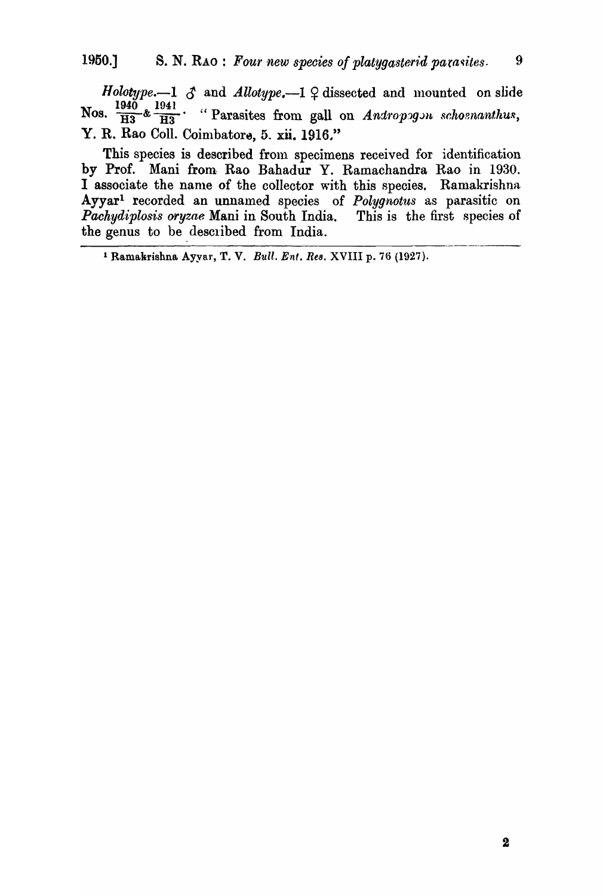*Holotype*.—1 ♂ and *Allotype*.—1 ♀ dissected and mounted on slide Nos. $\frac{1940}{H3}$ & $\frac{1941}{H3}$. "Parasites from gall on *Andropogon schoenanthus*, Y. R. Rao Coll. Coimbatore, 5. xii. 1916."

This species is described from specimens received for identification by Prof. Mani from Rao Bahadur Y. Ramachandra Rao in 1930. I associate the name of the collector with this species. Ramakrishna Ayyar[1] recorded an unnamed species of *Polygnotus* as parasitic on *Pachydiplosis oryzae* Mani in South India. This is the first species of the genus to be described from India.

---

[1] Ramakrishna Ayyar, T. V. *Bull. Ent. Res.* XVIII p. 76 (1927).